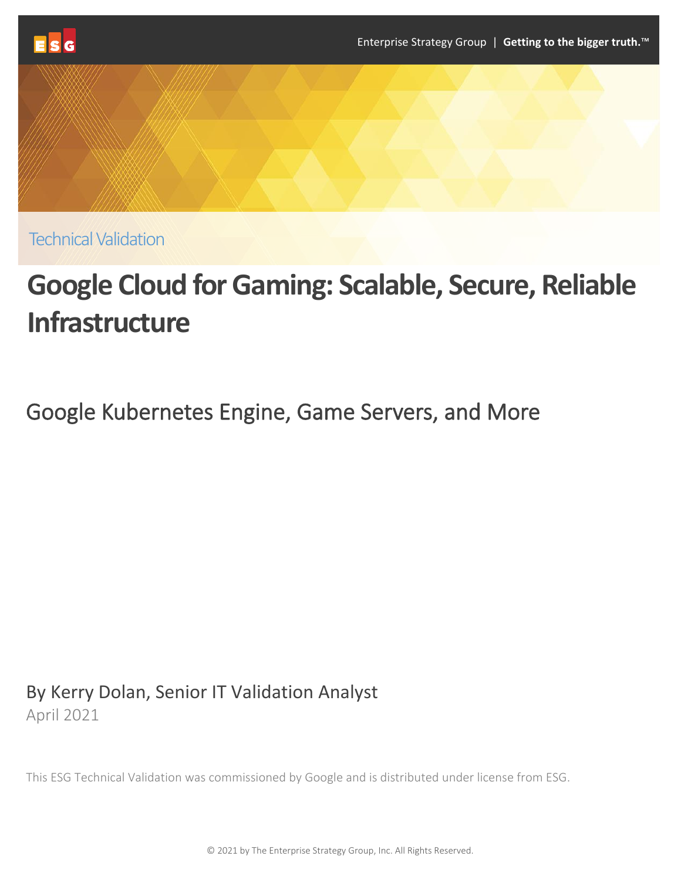Enterprise Strategy Group | **Getting to the bigger truth.™**

Technical Validation

# Google Cloud for Gaming: Scalable, Secure, Reliable Infrastructure

## Google Kubernetes Engine, Game Servers, and More

By Kerry Dolan, Senior IT Validation Analyst

April 2021

This ESG Technical Validation was commissioned by Google and is distributed under license from ESG.

© 2021 by The Enterprise Strategy Group, Inc. All Rights Reserved.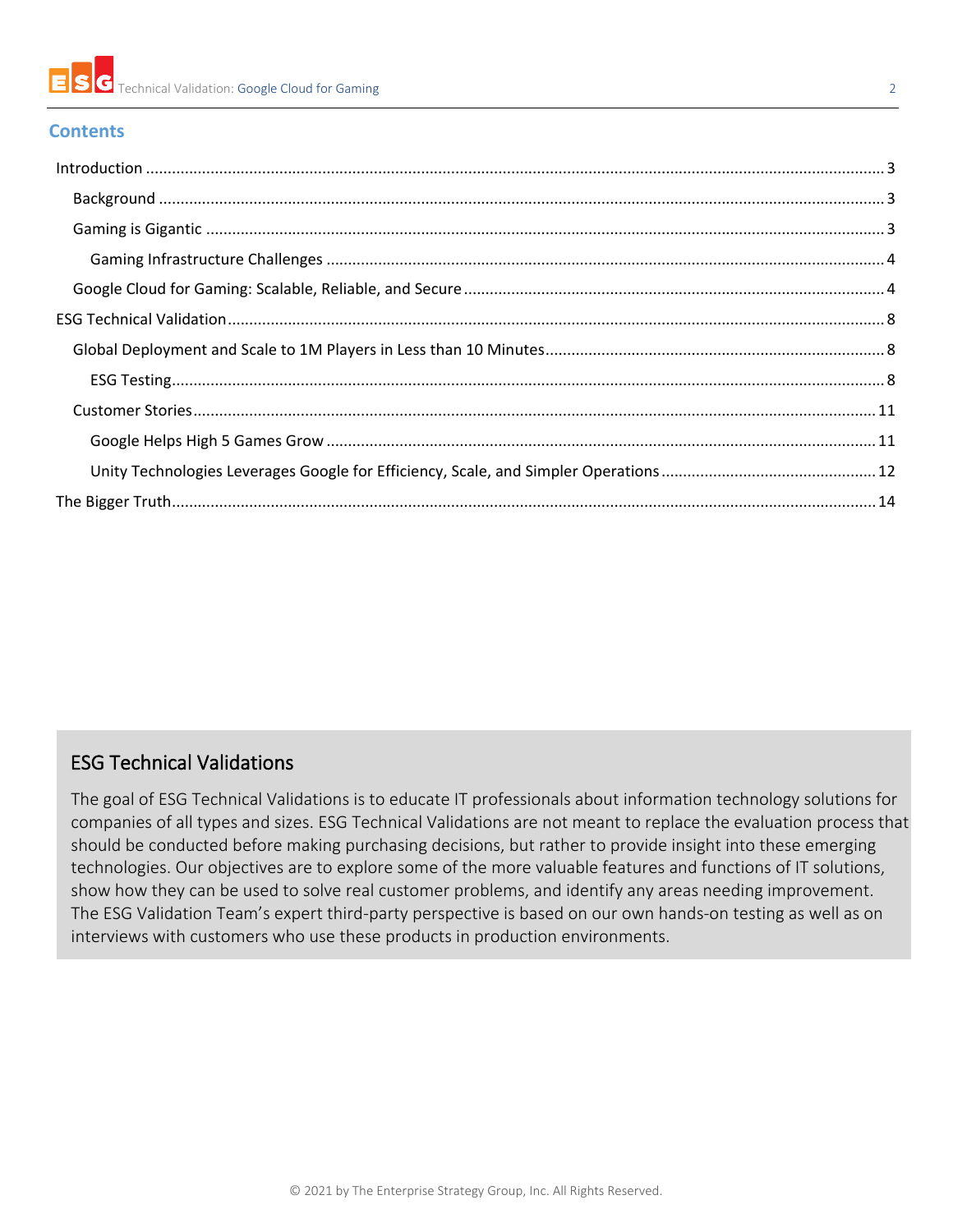## Contents

- Introduction ... 3
  - Background ... 3
  - Gaming is Gigantic ... 3
    - Gaming Infrastructure Challenges ... 4
  - Google Cloud for Gaming: Scalable, Reliable, and Secure ... 4
- ESG Technical Validation ... 8
  - Global Deployment and Scale to 1M Players in Less than 10 Minutes ... 8
    - ESG Testing ... 8
  - Customer Stories ... 11
    - Google Helps High 5 Games Grow ... 11
    - Unity Technologies Leverages Google for Efficiency, Scale, and Simpler Operations ... 12
- The Bigger Truth ... 14

### ESG Technical Validations

The goal of ESG Technical Validations is to educate IT professionals about information technology solutions for companies of all types and sizes. ESG Technical Validations are not meant to replace the evaluation process that should be conducted before making purchasing decisions, but rather to provide insight into these emerging technologies. Our objectives are to explore some of the more valuable features and functions of IT solutions, show how they can be used to solve real customer problems, and identify any areas needing improvement. The ESG Validation Team's expert third-party perspective is based on our own hands-on testing as well as on interviews with customers who use these products in production environments.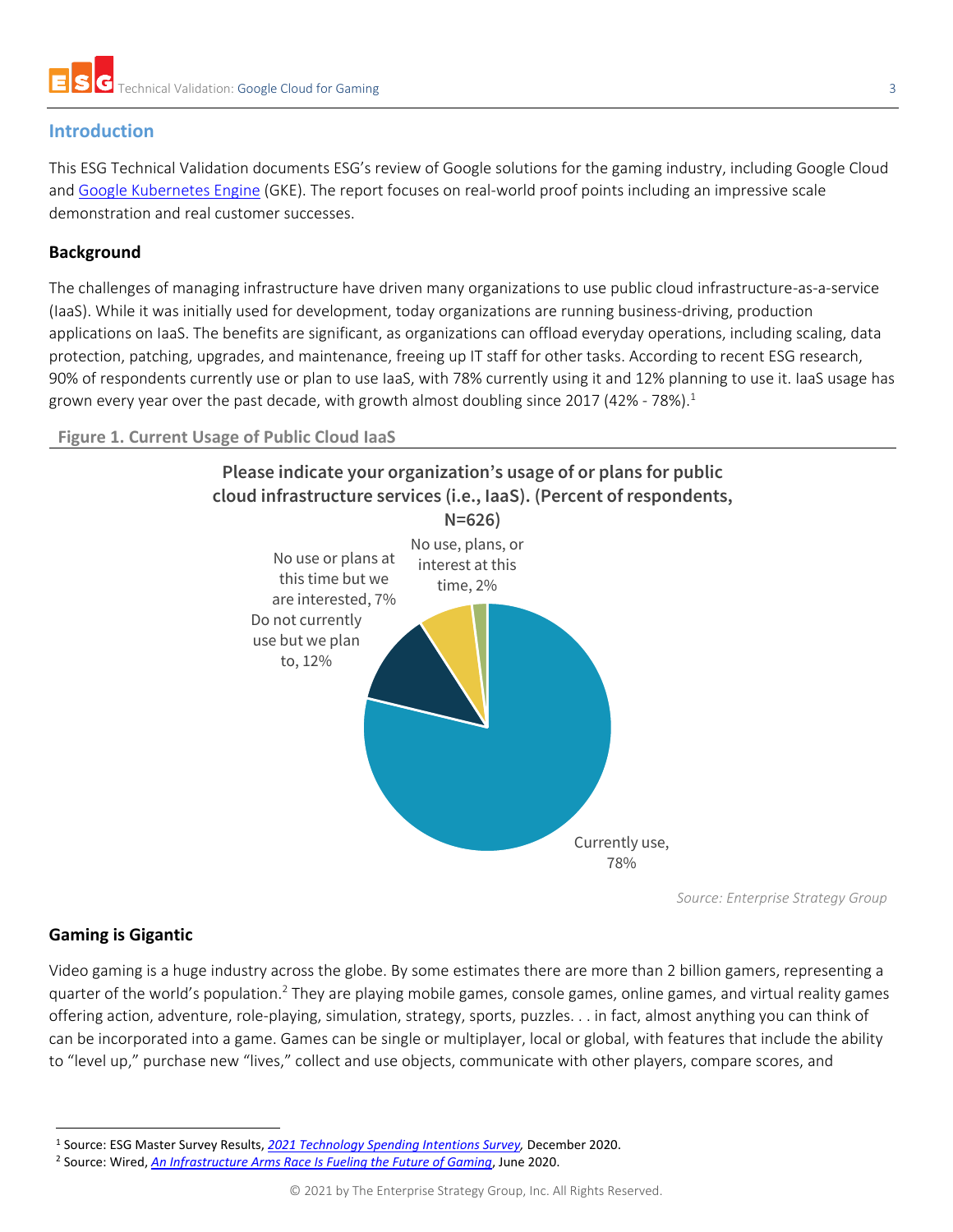## Introduction

This ESG Technical Validation documents ESG's review of Google solutions for the gaming industry, including Google Cloud and Google Kubernetes Engine (GKE). The report focuses on real-world proof points including an impressive scale demonstration and real customer successes.

### Background

The challenges of managing infrastructure have driven many organizations to use public cloud infrastructure-as-a-service (IaaS). While it was initially used for development, today organizations are running business-driving, production applications on IaaS. The benefits are significant, as organizations can offload everyday operations, including scaling, data protection, patching, upgrades, and maintenance, freeing up IT staff for other tasks. According to recent ESG research, 90% of respondents currently use or plan to use IaaS, with 78% currently using it and 12% planning to use it. IaaS usage has grown every year over the past decade, with growth almost doubling since 2017 (42% - 78%).[1]

**Figure 1. Current Usage of Public Cloud IaaS**

Please indicate your organization's usage of or plans for public cloud infrastructure services (i.e., IaaS). (Percent of respondents, N=626)

No use or plans at this time but we are interested, 7%

No use, plans, or interest at this time, 2%

Do not currently use but we plan to, 12%

Currently use, 78%

*Source: Enterprise Strategy Group*

### Gaming is Gigantic

Video gaming is a huge industry across the globe. By some estimates there are more than 2 billion gamers, representing a quarter of the world's population.[2] They are playing mobile games, console games, online games, and virtual reality games offering action, adventure, role-playing, simulation, strategy, sports, puzzles. . . in fact, almost anything you can think of can be incorporated into a game. Games can be single or multiplayer, local or global, with features that include the ability to "level up," purchase new "lives," collect and use objects, communicate with other players, compare scores, and

---

[1] Source: ESG Master Survey Results, *2021 Technology Spending Intentions Survey*, December 2020.

[2] Source: Wired, *An Infrastructure Arms Race Is Fueling the Future of Gaming*, June 2020.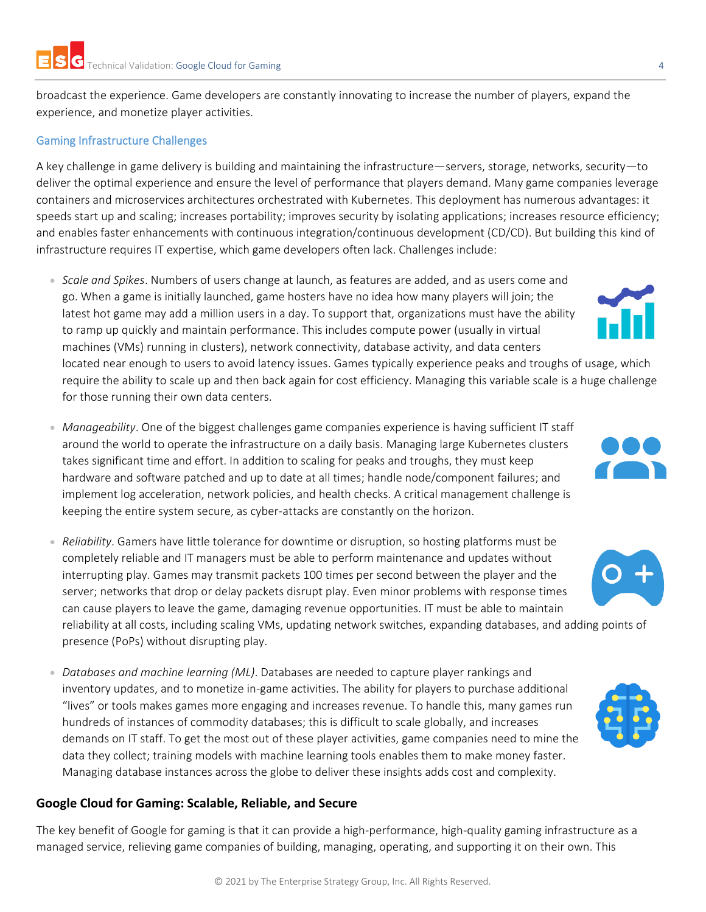broadcast the experience. Game developers are constantly innovating to increase the number of players, expand the experience, and monetize player activities.

### Gaming Infrastructure Challenges

A key challenge in game delivery is building and maintaining the infrastructure—servers, storage, networks, security—to deliver the optimal experience and ensure the level of performance that players demand. Many game companies leverage containers and microservices architectures orchestrated with Kubernetes. This deployment has numerous advantages: it speeds start up and scaling; increases portability; improves security by isolating applications; increases resource efficiency; and enables faster enhancements with continuous integration/continuous development (CD/CD). But building this kind of infrastructure requires IT expertise, which game developers often lack. Challenges include:

- *Scale and Spikes*. Numbers of users change at launch, as features are added, and as users come and go. When a game is initially launched, game hosters have no idea how many players will join; the latest hot game may add a million users in a day. To support that, organizations must have the ability to ramp up quickly and maintain performance. This includes compute power (usually in virtual machines (VMs) running in clusters), network connectivity, database activity, and data centers located near enough to users to avoid latency issues. Games typically experience peaks and troughs of usage, which require the ability to scale up and then back again for cost efficiency. Managing this variable scale is a huge challenge for those running their own data centers.

- *Manageability*. One of the biggest challenges game companies experience is having sufficient IT staff around the world to operate the infrastructure on a daily basis. Managing large Kubernetes clusters takes significant time and effort. In addition to scaling for peaks and troughs, they must keep hardware and software patched and up to date at all times; handle node/component failures; and implement log acceleration, network policies, and health checks. A critical management challenge is keeping the entire system secure, as cyber-attacks are constantly on the horizon.

- *Reliability*. Gamers have little tolerance for downtime or disruption, so hosting platforms must be completely reliable and IT managers must be able to perform maintenance and updates without interrupting play. Games may transmit packets 100 times per second between the player and the server; networks that drop or delay packets disrupt play. Even minor problems with response times can cause players to leave the game, damaging revenue opportunities. IT must be able to maintain reliability at all costs, including scaling VMs, updating network switches, expanding databases, and adding points of presence (PoPs) without disrupting play.

- *Databases and machine learning (ML)*. Databases are needed to capture player rankings and inventory updates, and to monetize in-game activities. The ability for players to purchase additional "lives" or tools makes games more engaging and increases revenue. To handle this, many games run hundreds of instances of commodity databases; this is difficult to scale globally, and increases demands on IT staff. To get the most out of these player activities, game companies need to mine the data they collect; training models with machine learning tools enables them to make money faster. Managing database instances across the globe to deliver these insights adds cost and complexity.

## Google Cloud for Gaming: Scalable, Reliable, and Secure

The key benefit of Google for gaming is that it can provide a high-performance, high-quality gaming infrastructure as a managed service, relieving game companies of building, managing, operating, and supporting it on their own. This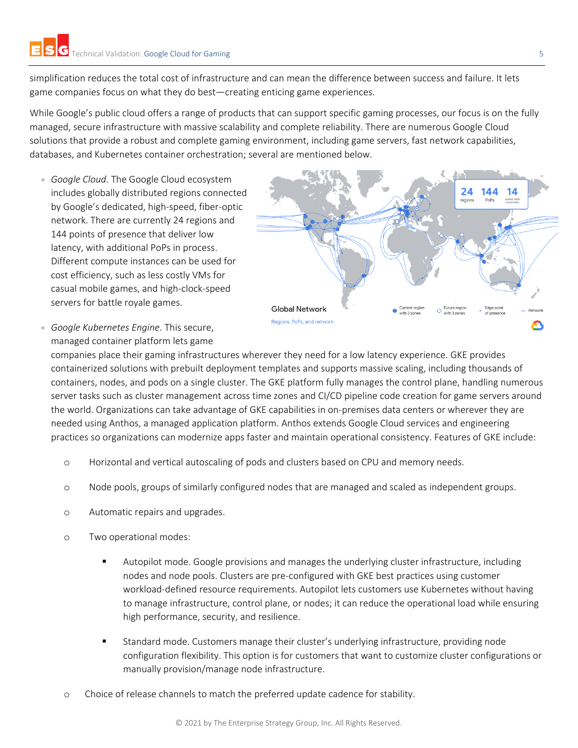simplification reduces the total cost of infrastructure and can mean the difference between success and failure. It lets game companies focus on what they do best—creating enticing game experiences.

While Google's public cloud offers a range of products that can support specific gaming processes, our focus is on the fully managed, secure infrastructure with massive scalability and complete reliability. There are numerous Google Cloud solutions that provide a robust and complete gaming environment, including game servers, fast network capabilities, databases, and Kubernetes container orchestration; several are mentioned below.

- *Google Cloud*. The Google Cloud ecosystem includes globally distributed regions connected by Google's dedicated, high-speed, fiber-optic network. There are currently 24 regions and 144 points of presence that deliver low latency, with additional PoPs in process. Different compute instances can be used for cost efficiency, such as less costly VMs for casual mobile games, and high-clock-speed servers for battle royale games.

24 regions
144 PoPs
14 subsea cable investments
Global Network
Regions, PoPs, and network
Current region with 3 zones
Future region with 3 zones
Edge point of presence
Network

- *Google Kubernetes Engine*. This secure, managed container platform lets game companies place their gaming infrastructures wherever they need for a low latency experience. GKE provides containerized solutions with prebuilt deployment templates and supports massive scaling, including thousands of containers, nodes, and pods on a single cluster. The GKE platform fully manages the control plane, handling numerous server tasks such as cluster management across time zones and CI/CD pipeline code creation for game servers around the world. Organizations can take advantage of GKE capabilities in on-premises data centers or wherever they are needed using Anthos, a managed application platform. Anthos extends Google Cloud services and engineering practices so organizations can modernize apps faster and maintain operational consistency. Features of GKE include:
  - Horizontal and vertical autoscaling of pods and clusters based on CPU and memory needs.
  - Node pools, groups of similarly configured nodes that are managed and scaled as independent groups.
  - Automatic repairs and upgrades.
  - Two operational modes:
    - Autopilot mode. Google provisions and manages the underlying cluster infrastructure, including nodes and node pools. Clusters are pre-configured with GKE best practices using customer workload-defined resource requirements. Autopilot lets customers use Kubernetes without having to manage infrastructure, control plane, or nodes; it can reduce the operational load while ensuring high performance, security, and resilience.
    - Standard mode. Customers manage their cluster's underlying infrastructure, providing node configuration flexibility. This option is for customers that want to customize cluster configurations or manually provision/manage node infrastructure.
  - Choice of release channels to match the preferred update cadence for stability.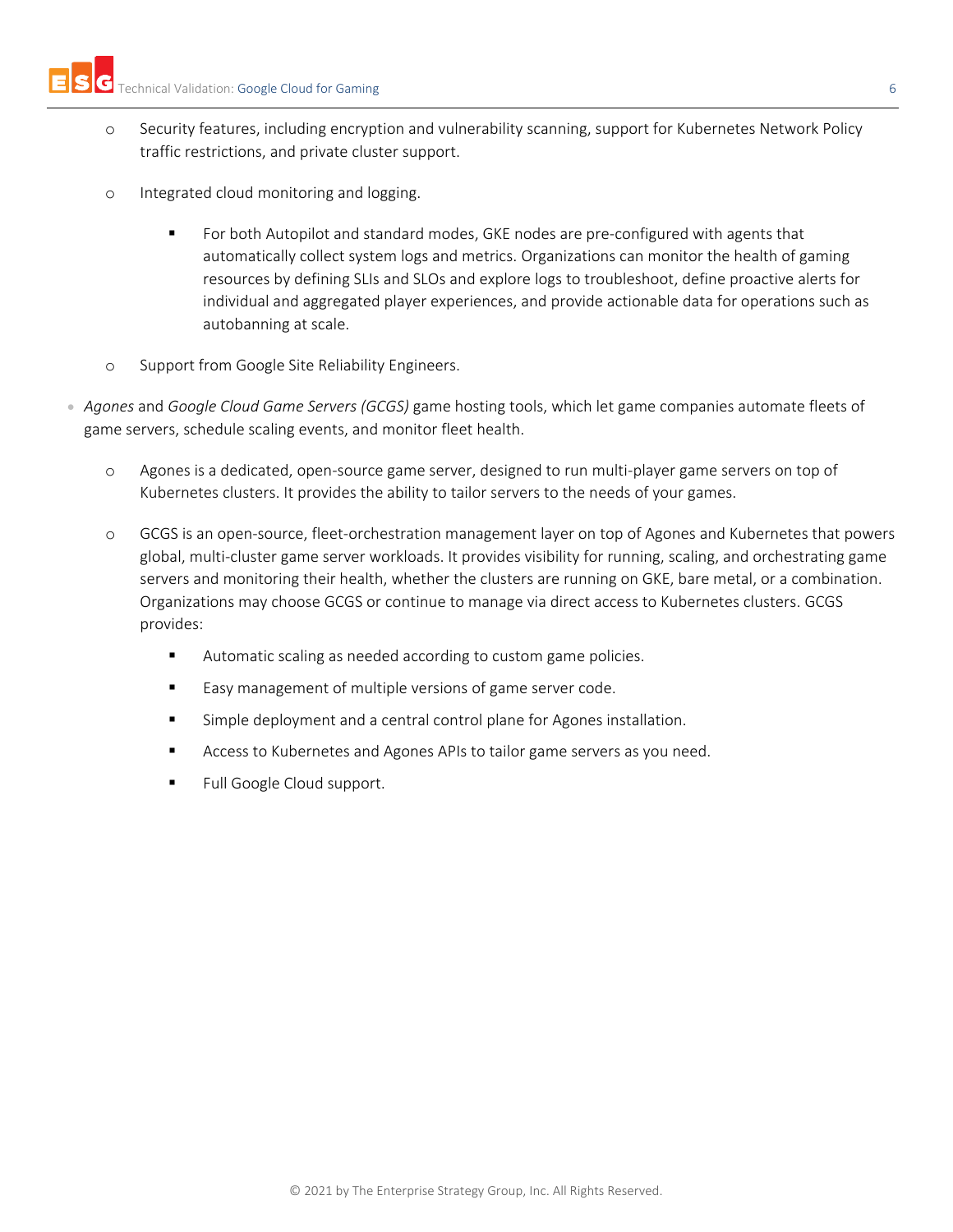- Security features, including encryption and vulnerability scanning, support for Kubernetes Network Policy traffic restrictions, and private cluster support.
  - Integrated cloud monitoring and logging.
    - For both Autopilot and standard modes, GKE nodes are pre-configured with agents that automatically collect system logs and metrics. Organizations can monitor the health of gaming resources by defining SLIs and SLOs and explore logs to troubleshoot, define proactive alerts for individual and aggregated player experiences, and provide actionable data for operations such as autobanning at scale.
  - Support from Google Site Reliability Engineers.
- *Agones* and *Google Cloud Game Servers (GCGS)* game hosting tools, which let game companies automate fleets of game servers, schedule scaling events, and monitor fleet health.
  - Agones is a dedicated, open-source game server, designed to run multi-player game servers on top of Kubernetes clusters. It provides the ability to tailor servers to the needs of your games.
  - GCGS is an open-source, fleet-orchestration management layer on top of Agones and Kubernetes that powers global, multi-cluster game server workloads. It provides visibility for running, scaling, and orchestrating game servers and monitoring their health, whether the clusters are running on GKE, bare metal, or a combination. Organizations may choose GCGS or continue to manage via direct access to Kubernetes clusters. GCGS provides:
    - Automatic scaling as needed according to custom game policies.
    - Easy management of multiple versions of game server code.
    - Simple deployment and a central control plane for Agones installation.
    - Access to Kubernetes and Agones APIs to tailor game servers as you need.
    - Full Google Cloud support.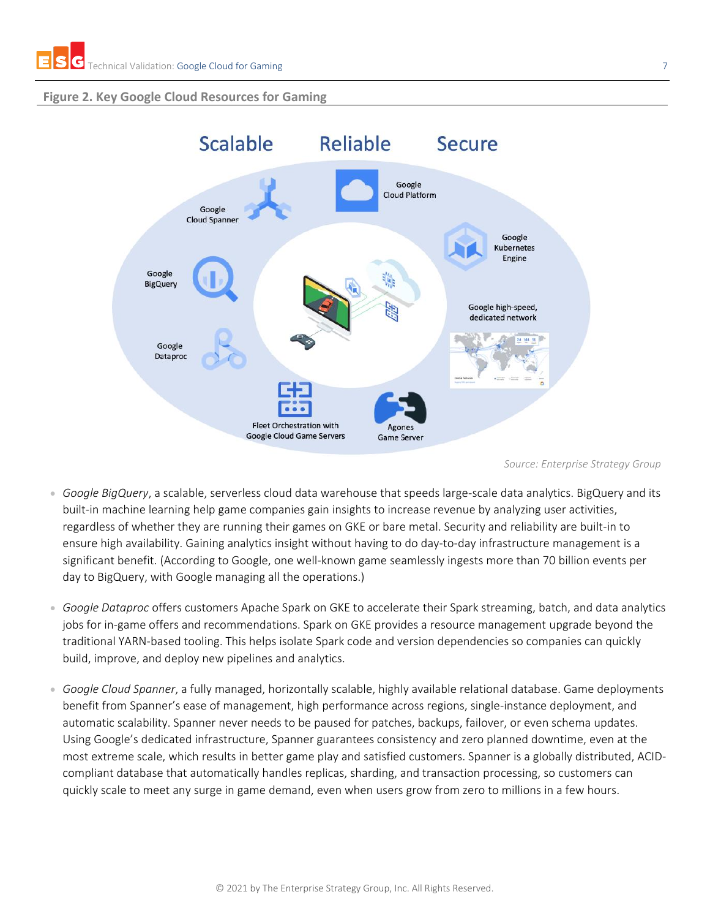**Figure 2. Key Google Cloud Resources for Gaming**

Scalable Reliable Secure

Google Cloud Platform

Google Cloud Spanner

Google Kubernetes Engine

Google BigQuery

Google high-speed, dedicated network

Google Dataproc

Fleet Orchestration with Google Cloud Game Servers

Agones Game Server

*Source: Enterprise Strategy Group*

- *Google BigQuery*, a scalable, serverless cloud data warehouse that speeds large-scale data analytics. BigQuery and its built-in machine learning help game companies gain insights to increase revenue by analyzing user activities, regardless of whether they are running their games on GKE or bare metal. Security and reliability are built-in to ensure high availability. Gaining analytics insight without having to do day-to-day infrastructure management is a significant benefit. (According to Google, one well-known game seamlessly ingests more than 70 billion events per day to BigQuery, with Google managing all the operations.)
- *Google Dataproc* offers customers Apache Spark on GKE to accelerate their Spark streaming, batch, and data analytics jobs for in-game offers and recommendations. Spark on GKE provides a resource management upgrade beyond the traditional YARN-based tooling. This helps isolate Spark code and version dependencies so companies can quickly build, improve, and deploy new pipelines and analytics.
- *Google Cloud Spanner*, a fully managed, horizontally scalable, highly available relational database. Game deployments benefit from Spanner's ease of management, high performance across regions, single-instance deployment, and automatic scalability. Spanner never needs to be paused for patches, backups, failover, or even schema updates. Using Google's dedicated infrastructure, Spanner guarantees consistency and zero planned downtime, even at the most extreme scale, which results in better game play and satisfied customers. Spanner is a globally distributed, ACID-compliant database that automatically handles replicas, sharding, and transaction processing, so customers can quickly scale to meet any surge in game demand, even when users grow from zero to millions in a few hours.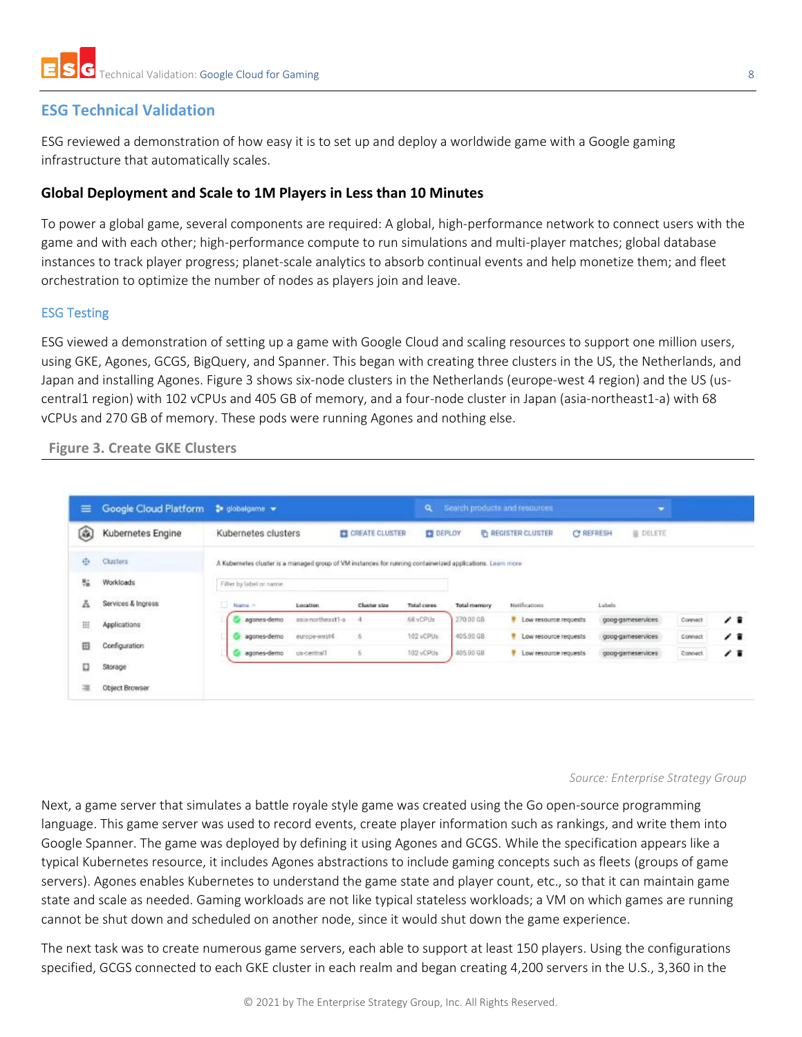## ESG Technical Validation

ESG reviewed a demonstration of how easy it is to set up and deploy a worldwide game with a Google gaming infrastructure that automatically scales.

### Global Deployment and Scale to 1M Players in Less than 10 Minutes

To power a global game, several components are required: A global, high-performance network to connect users with the game and with each other; high-performance compute to run simulations and multi-player matches; global database instances to track player progress; planet-scale analytics to absorb continual events and help monetize them; and fleet orchestration to optimize the number of nodes as players join and leave.

### ESG Testing

ESG viewed a demonstration of setting up a game with Google Cloud and scaling resources to support one million users, using GKE, Agones, GCGS, BigQuery, and Spanner. This began with creating three clusters in the US, the Netherlands, and Japan and installing Agones. Figure 3 shows six-node clusters in the Netherlands (europe-west 4 region) and the US (us-central1 region) with 102 vCPUs and 405 GB of memory, and a four-node cluster in Japan (asia-northeast1-a) with 68 vCPUs and 270 GB of memory. These pods were running Agones and nothing else.

**Figure 3. Create GKE Clusters**

Google Cloud Platform
globalgame
Search products and resources
Kubernetes Engine
Kubernetes clusters
CREATE CLUSTER
DEPLOY
REGISTER CLUSTER
REFRESH
DELETE
Clusters
Workloads
Services & Ingress
Applications
Configuration
Storage
Object Browser
A Kubernetes cluster is a managed group of VM instances for running containerized applications. Learn more
Filter by label or name

| Name | Location | Cluster size | Total cores | Total memory | Notifications | Labels | | |
|---|---|---|---|---|---|---|---|---|
| agones-demo | asia-northeast1-a | 4 | 68 vCPUs | 270.00 GB | Low resource requests | goog-gameservices | Connect | |
| agones-demo | europe-west4 | 6 | 102 vCPUs | 405.00 GB | Low resource requests | goog-gameservices | Connect | |
| agones-demo | us-central1 | 6 | 102 vCPUs | 405.00 GB | Low resource requests | goog-gameservices | Connect | |

*Source: Enterprise Strategy Group*

Next, a game server that simulates a battle royale style game was created using the Go open-source programming language. This game server was used to record events, create player information such as rankings, and write them into Google Spanner. The game was deployed by defining it using Agones and GCGS. While the specification appears like a typical Kubernetes resource, it includes Agones abstractions to include gaming concepts such as fleets (groups of game servers). Agones enables Kubernetes to understand the game state and player count, etc., so that it can maintain game state and scale as needed. Gaming workloads are not like typical stateless workloads; a VM on which games are running cannot be shut down and scheduled on another node, since it would shut down the game experience.

The next task was to create numerous game servers, each able to support at least 150 players. Using the configurations specified, GCGS connected to each GKE cluster in each realm and began creating 4,200 servers in the U.S., 3,360 in the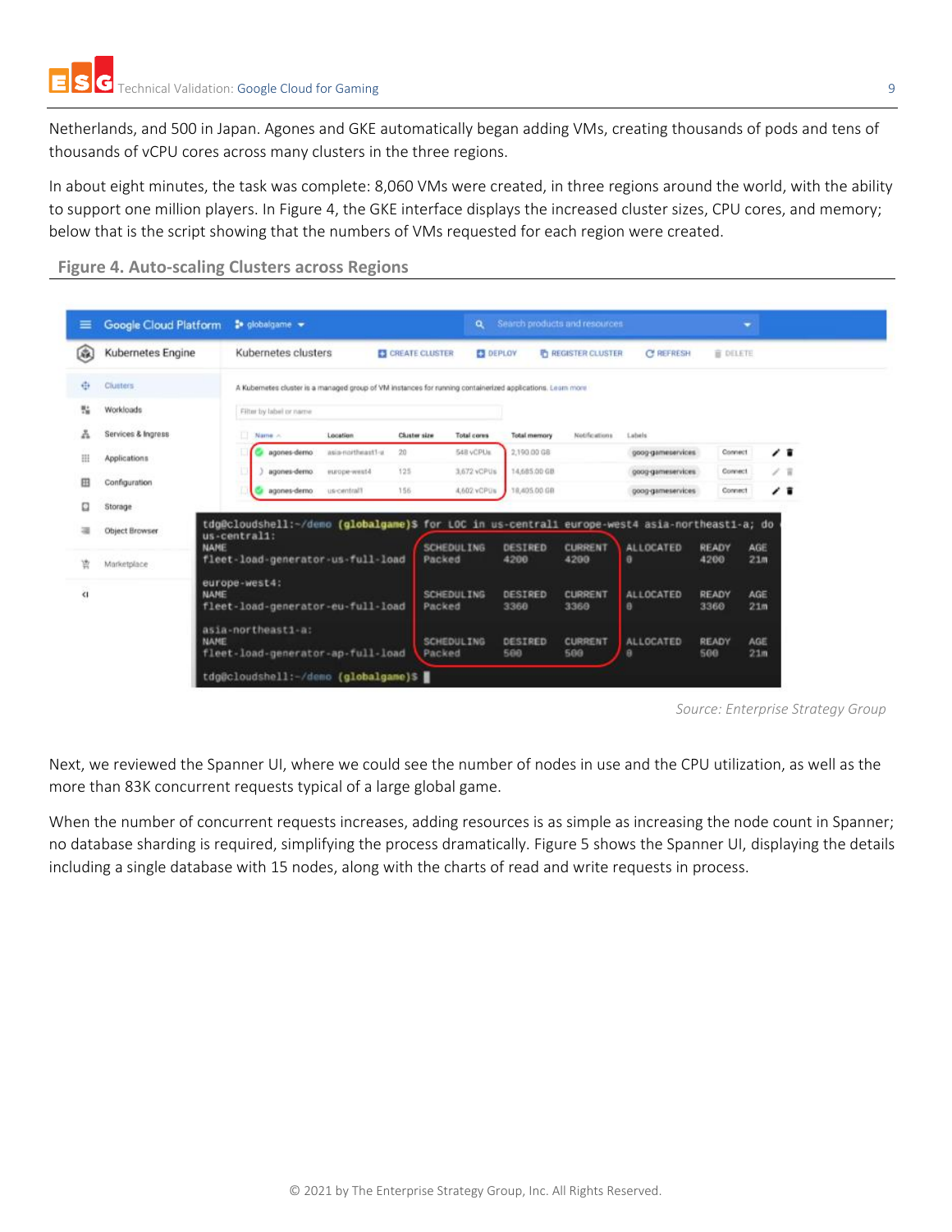Netherlands, and 500 in Japan. Agones and GKE automatically began adding VMs, creating thousands of pods and tens of thousands of vCPU cores across many clusters in the three regions.

In about eight minutes, the task was complete: 8,060 VMs were created, in three regions around the world, with the ability to support one million players. In Figure 4, the GKE interface displays the increased cluster sizes, CPU cores, and memory; below that is the script showing that the numbers of VMs requested for each region were created.

**Figure 4. Auto-scaling Clusters across Regions**

*Source: Enterprise Strategy Group*

Next, we reviewed the Spanner UI, where we could see the number of nodes in use and the CPU utilization, as well as the more than 83K concurrent requests typical of a large global game.

When the number of concurrent requests increases, adding resources is as simple as increasing the node count in Spanner; no database sharding is required, simplifying the process dramatically. Figure 5 shows the Spanner UI, displaying the details including a single database with 15 nodes, along with the charts of read and write requests in process.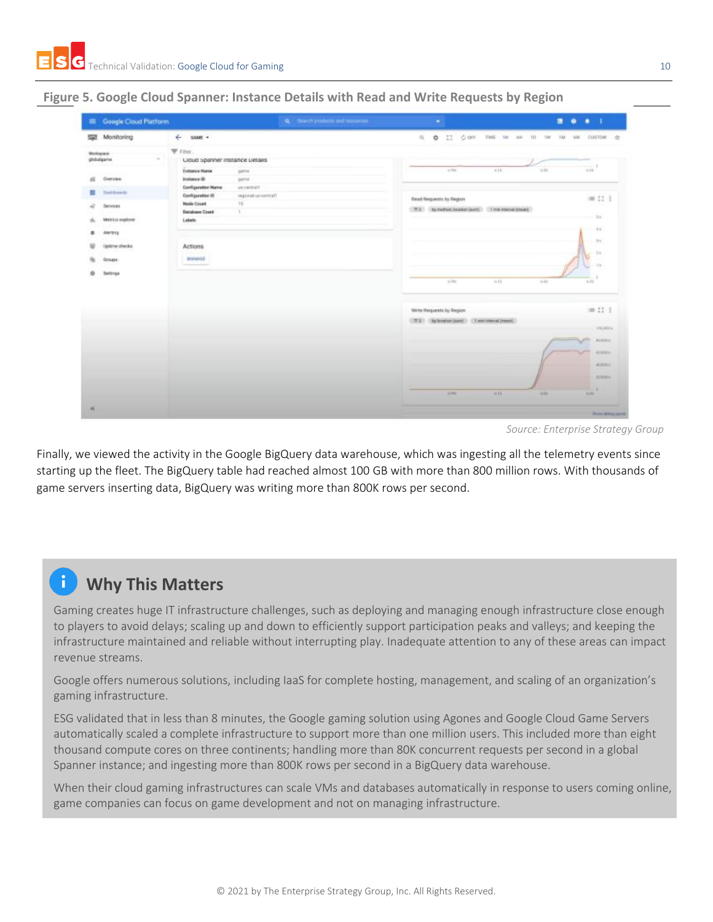**Figure 5. Google Cloud Spanner: Instance Details with Read and Write Requests by Region**

*Source: Enterprise Strategy Group*

Finally, we viewed the activity in the Google BigQuery data warehouse, which was ingesting all the telemetry events since starting up the fleet. The BigQuery table had reached almost 100 GB with more than 800 million rows. With thousands of game servers inserting data, BigQuery was writing more than 800K rows per second.

## Why This Matters

Gaming creates huge IT infrastructure challenges, such as deploying and managing enough infrastructure close enough to players to avoid delays; scaling up and down to efficiently support participation peaks and valleys; and keeping the infrastructure maintained and reliable without interrupting play. Inadequate attention to any of these areas can impact revenue streams.

Google offers numerous solutions, including IaaS for complete hosting, management, and scaling of an organization's gaming infrastructure.

ESG validated that in less than 8 minutes, the Google gaming solution using Agones and Google Cloud Game Servers automatically scaled a complete infrastructure to support more than one million users. This included more than eight thousand compute cores on three continents; handling more than 80K concurrent requests per second in a global Spanner instance; and ingesting more than 800K rows per second in a BigQuery data warehouse.

When their cloud gaming infrastructures can scale VMs and databases automatically in response to users coming online, game companies can focus on game development and not on managing infrastructure.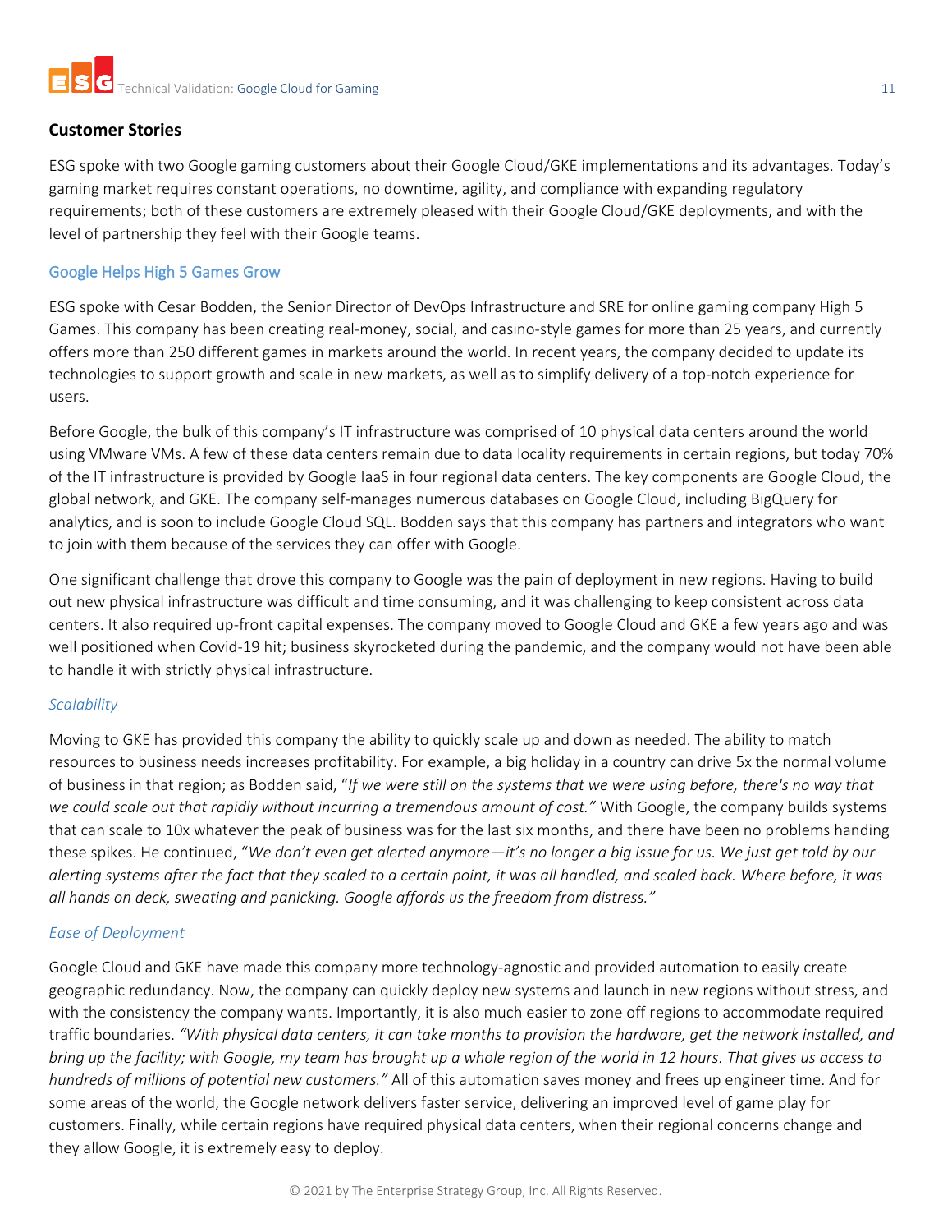## Customer Stories

ESG spoke with two Google gaming customers about their Google Cloud/GKE implementations and its advantages. Today's gaming market requires constant operations, no downtime, agility, and compliance with expanding regulatory requirements; both of these customers are extremely pleased with their Google Cloud/GKE deployments, and with the level of partnership they feel with their Google teams.

### Google Helps High 5 Games Grow

ESG spoke with Cesar Bodden, the Senior Director of DevOps Infrastructure and SRE for online gaming company High 5 Games. This company has been creating real-money, social, and casino-style games for more than 25 years, and currently offers more than 250 different games in markets around the world. In recent years, the company decided to update its technologies to support growth and scale in new markets, as well as to simplify delivery of a top-notch experience for users.

Before Google, the bulk of this company's IT infrastructure was comprised of 10 physical data centers around the world using VMware VMs. A few of these data centers remain due to data locality requirements in certain regions, but today 70% of the IT infrastructure is provided by Google IaaS in four regional data centers. The key components are Google Cloud, the global network, and GKE. The company self-manages numerous databases on Google Cloud, including BigQuery for analytics, and is soon to include Google Cloud SQL. Bodden says that this company has partners and integrators who want to join with them because of the services they can offer with Google.

One significant challenge that drove this company to Google was the pain of deployment in new regions. Having to build out new physical infrastructure was difficult and time consuming, and it was challenging to keep consistent across data centers. It also required up-front capital expenses. The company moved to Google Cloud and GKE a few years ago and was well positioned when Covid-19 hit; business skyrocketed during the pandemic, and the company would not have been able to handle it with strictly physical infrastructure.

#### *Scalability*

Moving to GKE has provided this company the ability to quickly scale up and down as needed. The ability to match resources to business needs increases profitability. For example, a big holiday in a country can drive 5x the normal volume of business in that region; as Bodden said, "*If we were still on the systems that we were using before, there's no way that we could scale out that rapidly without incurring a tremendous amount of cost.*" With Google, the company builds systems that can scale to 10x whatever the peak of business was for the last six months, and there have been no problems handing these spikes. He continued, "*We don't even get alerted anymore—it's no longer a big issue for us. We just get told by our alerting systems after the fact that they scaled to a certain point, it was all handled, and scaled back. Where before, it was all hands on deck, sweating and panicking. Google affords us the freedom from distress.*"

#### *Ease of Deployment*

Google Cloud and GKE have made this company more technology-agnostic and provided automation to easily create geographic redundancy. Now, the company can quickly deploy new systems and launch in new regions without stress, and with the consistency the company wants. Importantly, it is also much easier to zone off regions to accommodate required traffic boundaries. *"With physical data centers, it can take months to provision the hardware, get the network installed, and bring up the facility; with Google, my team has brought up a whole region of the world in 12 hours. That gives us access to hundreds of millions of potential new customers."* All of this automation saves money and frees up engineer time. And for some areas of the world, the Google network delivers faster service, delivering an improved level of game play for customers. Finally, while certain regions have required physical data centers, when their regional concerns change and they allow Google, it is extremely easy to deploy.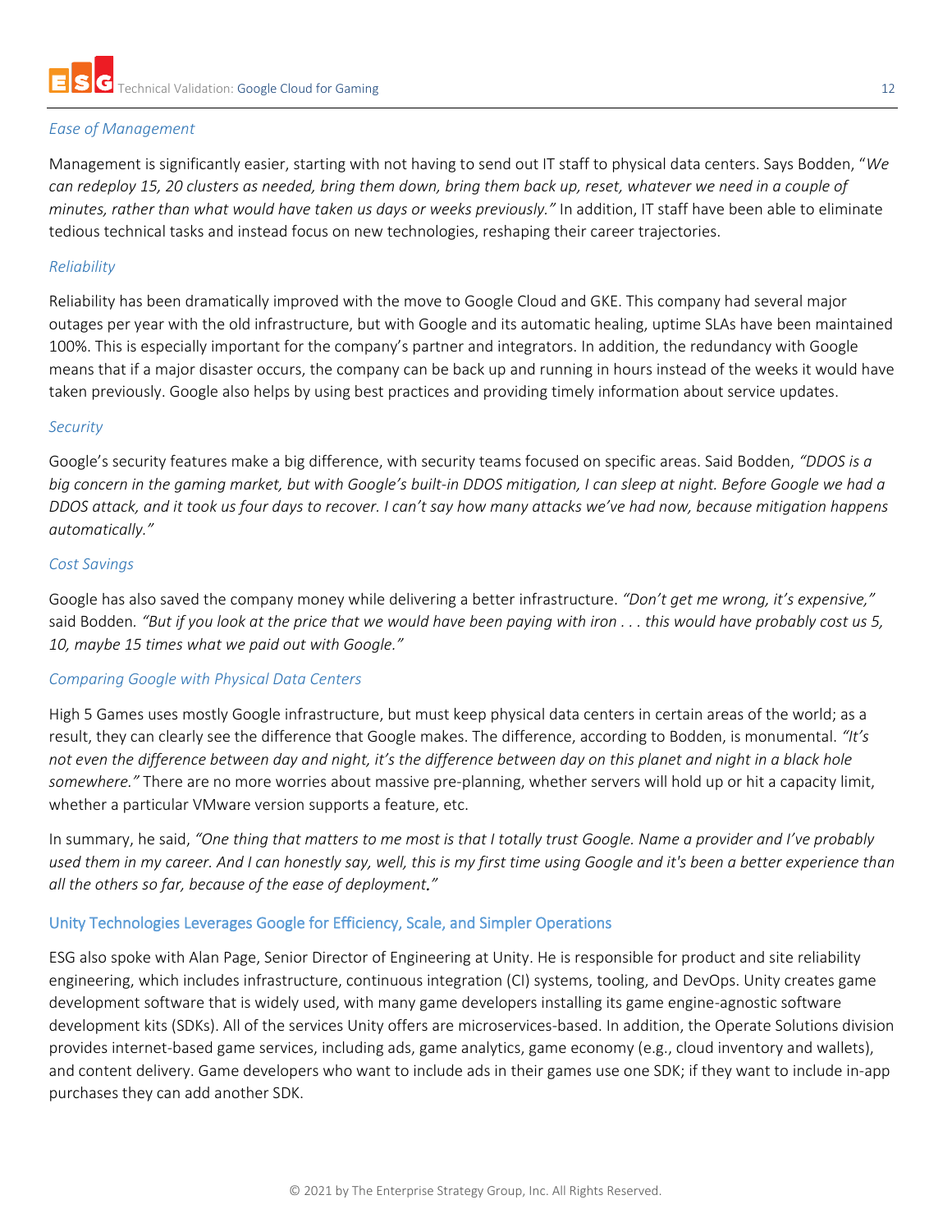### *Ease of Management*

Management is significantly easier, starting with not having to send out IT staff to physical data centers. Says Bodden, "*We can redeploy 15, 20 clusters as needed, bring them down, bring them back up, reset, whatever we need in a couple of minutes, rather than what would have taken us days or weeks previously.*" In addition, IT staff have been able to eliminate tedious technical tasks and instead focus on new technologies, reshaping their career trajectories.

### *Reliability*

Reliability has been dramatically improved with the move to Google Cloud and GKE. This company had several major outages per year with the old infrastructure, but with Google and its automatic healing, uptime SLAs have been maintained 100%. This is especially important for the company's partner and integrators. In addition, the redundancy with Google means that if a major disaster occurs, the company can be back up and running in hours instead of the weeks it would have taken previously. Google also helps by using best practices and providing timely information about service updates.

### *Security*

Google's security features make a big difference, with security teams focused on specific areas. Said Bodden, *"DDOS is a big concern in the gaming market, but with Google's built-in DDOS mitigation, I can sleep at night. Before Google we had a DDOS attack, and it took us four days to recover. I can't say how many attacks we've had now, because mitigation happens automatically."*

### *Cost Savings*

Google has also saved the company money while delivering a better infrastructure. *"Don't get me wrong, it's expensive,"* said Bodden. *"But if you look at the price that we would have been paying with iron . . . this would have probably cost us 5, 10, maybe 15 times what we paid out with Google."*

### *Comparing Google with Physical Data Centers*

High 5 Games uses mostly Google infrastructure, but must keep physical data centers in certain areas of the world; as a result, they can clearly see the difference that Google makes. The difference, according to Bodden, is monumental. *"It's not even the difference between day and night, it's the difference between day on this planet and night in a black hole somewhere."* There are no more worries about massive pre-planning, whether servers will hold up or hit a capacity limit, whether a particular VMware version supports a feature, etc.

In summary, he said, *"One thing that matters to me most is that I totally trust Google. Name a provider and I've probably used them in my career. And I can honestly say, well, this is my first time using Google and it's been a better experience than all the others so far, because of the ease of deployment."*

## Unity Technologies Leverages Google for Efficiency, Scale, and Simpler Operations

ESG also spoke with Alan Page, Senior Director of Engineering at Unity. He is responsible for product and site reliability engineering, which includes infrastructure, continuous integration (CI) systems, tooling, and DevOps. Unity creates game development software that is widely used, with many game developers installing its game engine-agnostic software development kits (SDKs). All of the services Unity offers are microservices-based. In addition, the Operate Solutions division provides internet-based game services, including ads, game analytics, game economy (e.g., cloud inventory and wallets), and content delivery. Game developers who want to include ads in their games use one SDK; if they want to include in-app purchases they can add another SDK.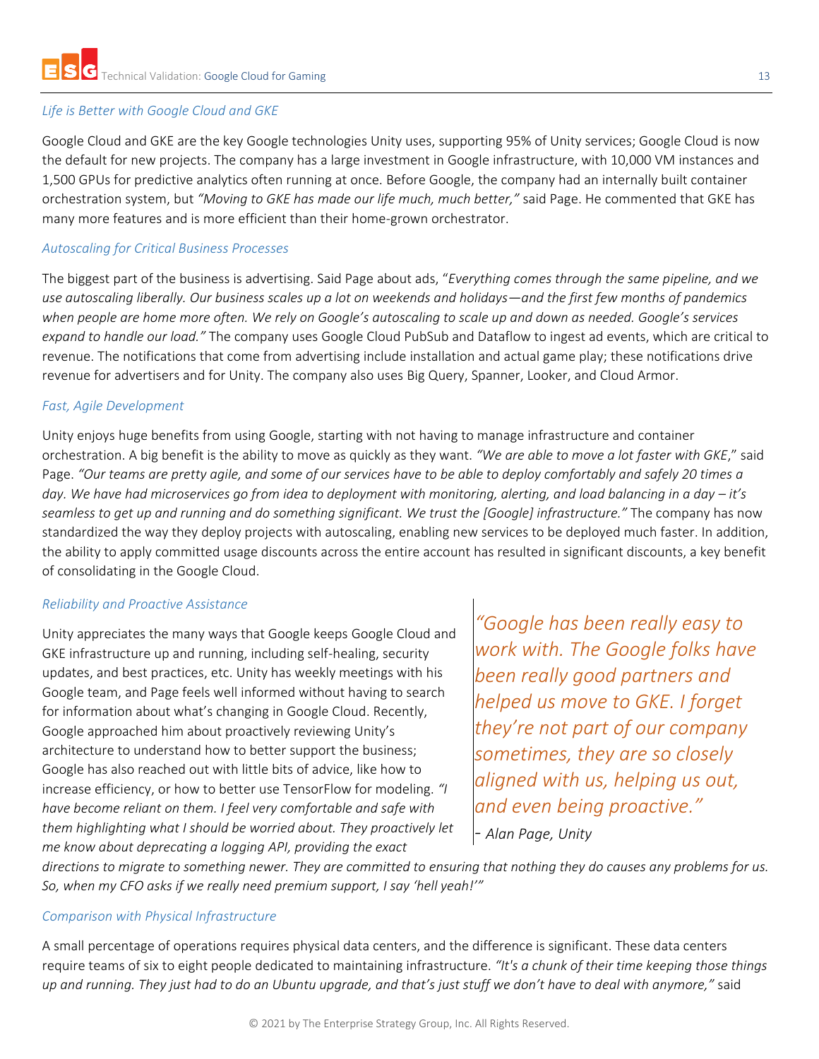*Life is Better with Google Cloud and GKE*

Google Cloud and GKE are the key Google technologies Unity uses, supporting 95% of Unity services; Google Cloud is now the default for new projects. The company has a large investment in Google infrastructure, with 10,000 VM instances and 1,500 GPUs for predictive analytics often running at once. Before Google, the company had an internally built container orchestration system, but *"Moving to GKE has made our life much, much better,"* said Page. He commented that GKE has many more features and is more efficient than their home-grown orchestrator.

*Autoscaling for Critical Business Processes*

The biggest part of the business is advertising. Said Page about ads, "*Everything comes through the same pipeline, and we use autoscaling liberally. Our business scales up a lot on weekends and holidays—and the first few months of pandemics when people are home more often. We rely on Google's autoscaling to scale up and down as needed. Google's services expand to handle our load."* The company uses Google Cloud PubSub and Dataflow to ingest ad events, which are critical to revenue. The notifications that come from advertising include installation and actual game play; these notifications drive revenue for advertisers and for Unity. The company also uses Big Query, Spanner, Looker, and Cloud Armor.

*Fast, Agile Development*

Unity enjoys huge benefits from using Google, starting with not having to manage infrastructure and container orchestration. A big benefit is the ability to move as quickly as they want. *"We are able to move a lot faster with GKE*," said Page. *"Our teams are pretty agile, and some of our services have to be able to deploy comfortably and safely 20 times a day. We have had microservices go from idea to deployment with monitoring, alerting, and load balancing in a day – it's seamless to get up and running and do something significant. We trust the [Google] infrastructure."* The company has now standardized the way they deploy projects with autoscaling, enabling new services to be deployed much faster. In addition, the ability to apply committed usage discounts across the entire account has resulted in significant discounts, a key benefit of consolidating in the Google Cloud.

*Reliability and Proactive Assistance*

Unity appreciates the many ways that Google keeps Google Cloud and GKE infrastructure up and running, including self-healing, security updates, and best practices, etc. Unity has weekly meetings with his Google team, and Page feels well informed without having to search for information about what's changing in Google Cloud. Recently, Google approached him about proactively reviewing Unity's architecture to understand how to better support the business; Google has also reached out with little bits of advice, like how to increase efficiency, or how to better use TensorFlow for modeling. *"I have become reliant on them. I feel very comfortable and safe with them highlighting what I should be worried about. They proactively let me know about deprecating a logging API, providing the exact directions to migrate to something newer. They are committed to ensuring that nothing they do causes any problems for us. So, when my CFO asks if we really need premium support, I say 'hell yeah!'"*

> *"Google has been really easy to work with. The Google folks have been really good partners and helped us move to GKE. I forget they're not part of our company sometimes, they are so closely aligned with us, helping us out, and even being proactive."*
>
> *- Alan Page, Unity*

*Comparison with Physical Infrastructure*

A small percentage of operations requires physical data centers, and the difference is significant. These data centers require teams of six to eight people dedicated to maintaining infrastructure. *"It's a chunk of their time keeping those things up and running. They just had to do an Ubuntu upgrade, and that's just stuff we don't have to deal with anymore,"* said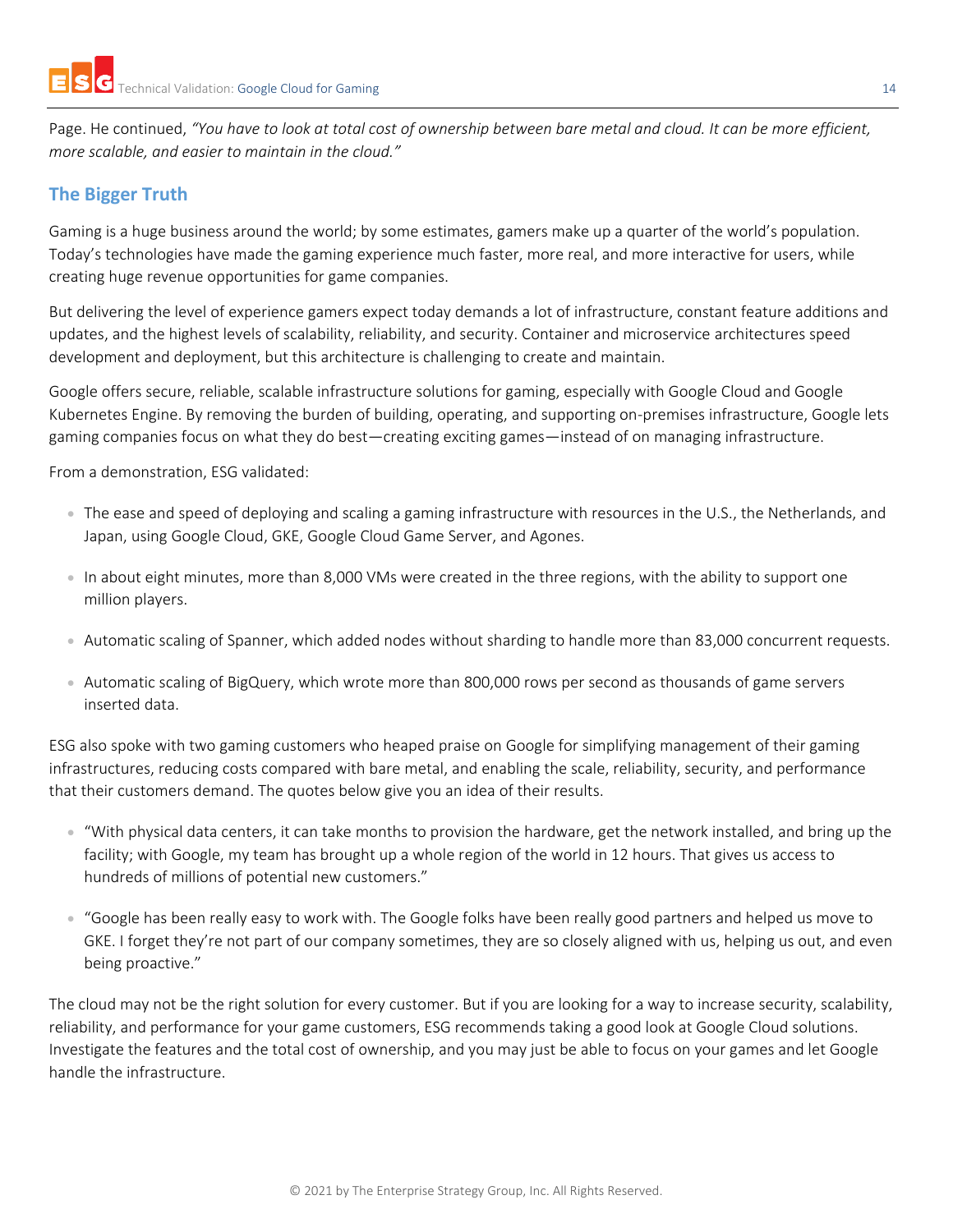Page. He continued, *"You have to look at total cost of ownership between bare metal and cloud. It can be more efficient, more scalable, and easier to maintain in the cloud."*

## The Bigger Truth

Gaming is a huge business around the world; by some estimates, gamers make up a quarter of the world's population. Today's technologies have made the gaming experience much faster, more real, and more interactive for users, while creating huge revenue opportunities for game companies.

But delivering the level of experience gamers expect today demands a lot of infrastructure, constant feature additions and updates, and the highest levels of scalability, reliability, and security. Container and microservice architectures speed development and deployment, but this architecture is challenging to create and maintain.

Google offers secure, reliable, scalable infrastructure solutions for gaming, especially with Google Cloud and Google Kubernetes Engine. By removing the burden of building, operating, and supporting on-premises infrastructure, Google lets gaming companies focus on what they do best—creating exciting games—instead of on managing infrastructure.

From a demonstration, ESG validated:

- The ease and speed of deploying and scaling a gaming infrastructure with resources in the U.S., the Netherlands, and Japan, using Google Cloud, GKE, Google Cloud Game Server, and Agones.
- In about eight minutes, more than 8,000 VMs were created in the three regions, with the ability to support one million players.
- Automatic scaling of Spanner, which added nodes without sharding to handle more than 83,000 concurrent requests.
- Automatic scaling of BigQuery, which wrote more than 800,000 rows per second as thousands of game servers inserted data.

ESG also spoke with two gaming customers who heaped praise on Google for simplifying management of their gaming infrastructures, reducing costs compared with bare metal, and enabling the scale, reliability, security, and performance that their customers demand. The quotes below give you an idea of their results.

- "With physical data centers, it can take months to provision the hardware, get the network installed, and bring up the facility; with Google, my team has brought up a whole region of the world in 12 hours. That gives us access to hundreds of millions of potential new customers."
- "Google has been really easy to work with. The Google folks have been really good partners and helped us move to GKE. I forget they're not part of our company sometimes, they are so closely aligned with us, helping us out, and even being proactive."

The cloud may not be the right solution for every customer. But if you are looking for a way to increase security, scalability, reliability, and performance for your game customers, ESG recommends taking a good look at Google Cloud solutions. Investigate the features and the total cost of ownership, and you may just be able to focus on your games and let Google handle the infrastructure.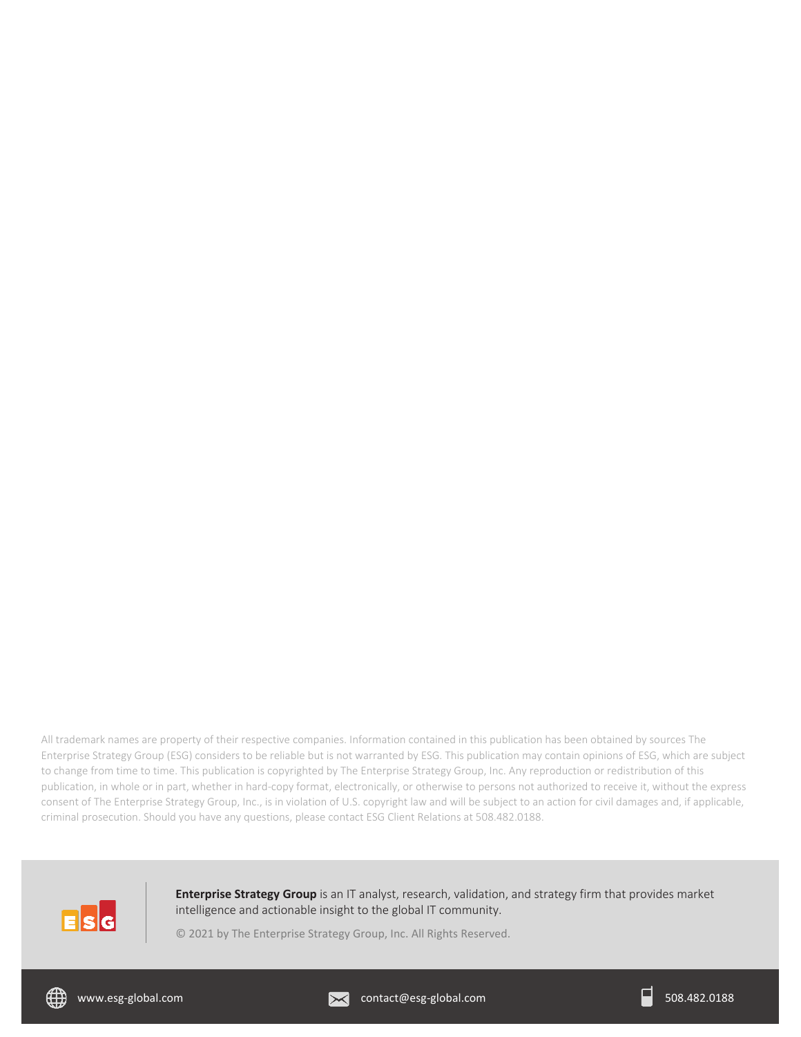All trademark names are property of their respective companies. Information contained in this publication has been obtained by sources The Enterprise Strategy Group (ESG) considers to be reliable but is not warranted by ESG. This publication may contain opinions of ESG, which are subject to change from time to time. This publication is copyrighted by The Enterprise Strategy Group, Inc. Any reproduction or redistribution of this publication, in whole or in part, whether in hard-copy format, electronically, or otherwise to persons not authorized to receive it, without the express consent of The Enterprise Strategy Group, Inc., is in violation of U.S. copyright law and will be subject to an action for civil damages and, if applicable, criminal prosecution. Should you have any questions, please contact ESG Client Relations at 508.482.0188.

**Enterprise Strategy Group** is an IT analyst, research, validation, and strategy firm that provides market intelligence and actionable insight to the global IT community.

© 2021 by The Enterprise Strategy Group, Inc. All Rights Reserved.

www.esg-global.com contact@esg-global.com 508.482.0188